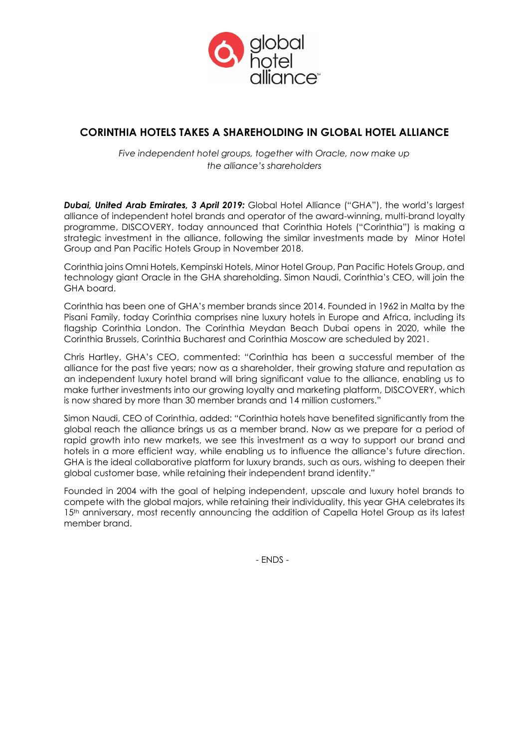# CORINTHIA HOTELS TAKES A SHAREHOLDING IN GLOBAL HOTEL ALLIANCE

*Five independent hotel groups, together with Oracle, now make up the alliance's shareholders*

***Dubai, United Arab Emirates, 3 April 2019:*** Global Hotel Alliance ("GHA"), the world's largest alliance of independent hotel brands and operator of the award-winning, multi-brand loyalty programme, DISCOVERY, today announced that Corinthia Hotels ("Corinthia") is making a strategic investment in the alliance, following the similar investments made by Minor Hotel Group and Pan Pacific Hotels Group in November 2018.

Corinthia joins Omni Hotels, Kempinski Hotels, Minor Hotel Group, Pan Pacific Hotels Group, and technology giant Oracle in the GHA shareholding. Simon Naudi, Corinthia's CEO, will join the GHA board.

Corinthia has been one of GHA's member brands since 2014. Founded in 1962 in Malta by the Pisani Family, today Corinthia comprises nine luxury hotels in Europe and Africa, including its flagship Corinthia London. The Corinthia Meydan Beach Dubai opens in 2020, while the Corinthia Brussels, Corinthia Bucharest and Corinthia Moscow are scheduled by 2021.

Chris Hartley, GHA's CEO, commented: "Corinthia has been a successful member of the alliance for the past five years; now as a shareholder, their growing stature and reputation as an independent luxury hotel brand will bring significant value to the alliance, enabling us to make further investments into our growing loyalty and marketing platform, DISCOVERY, which is now shared by more than 30 member brands and 14 million customers."

Simon Naudi, CEO of Corinthia, added: "Corinthia hotels have benefited significantly from the global reach the alliance brings us as a member brand. Now as we prepare for a period of rapid growth into new markets, we see this investment as a way to support our brand and hotels in a more efficient way, while enabling us to influence the alliance's future direction. GHA is the ideal collaborative platform for luxury brands, such as ours, wishing to deepen their global customer base, while retaining their independent brand identity."

Founded in 2004 with the goal of helping independent, upscale and luxury hotel brands to compete with the global majors, while retaining their individuality, this year GHA celebrates its 15th anniversary, most recently announcing the addition of Capella Hotel Group as its latest member brand.

- ENDS -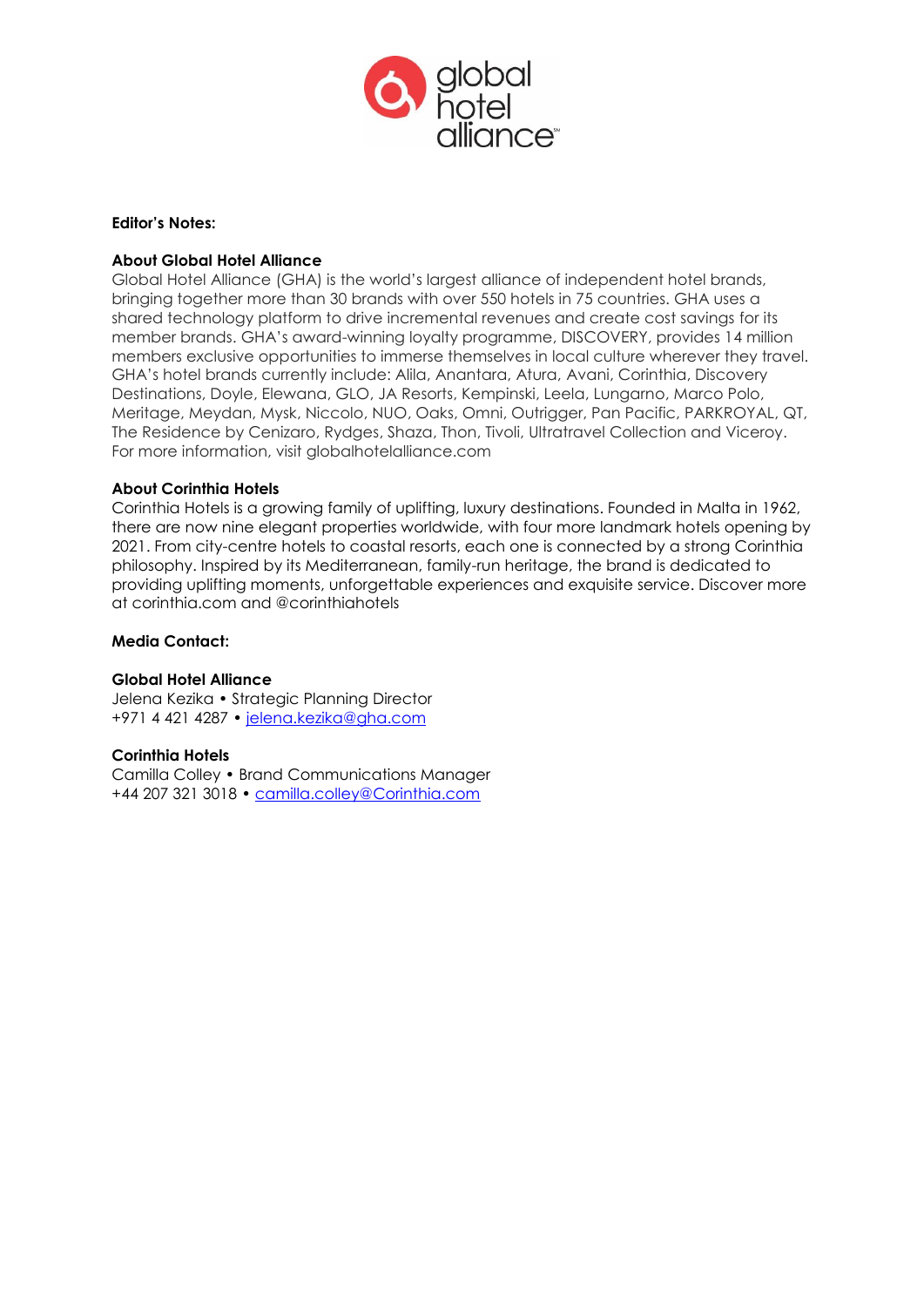**Editor's Notes:**

**About Global Hotel Alliance**
Global Hotel Alliance (GHA) is the world's largest alliance of independent hotel brands, bringing together more than 30 brands with over 550 hotels in 75 countries. GHA uses a shared technology platform to drive incremental revenues and create cost savings for its member brands. GHA's award-winning loyalty programme, DISCOVERY, provides 14 million members exclusive opportunities to immerse themselves in local culture wherever they travel. GHA's hotel brands currently include: Alila, Anantara, Atura, Avani, Corinthia, Discovery Destinations, Doyle, Elewana, GLO, JA Resorts, Kempinski, Leela, Lungarno, Marco Polo, Meritage, Meydan, Mysk, Niccolo, NUO, Oaks, Omni, Outrigger, Pan Pacific, PARKROYAL, QT, The Residence by Cenizaro, Rydges, Shaza, Thon, Tivoli, Ultratravel Collection and Viceroy. For more information, visit globalhotelalliance.com

**About Corinthia Hotels**
Corinthia Hotels is a growing family of uplifting, luxury destinations. Founded in Malta in 1962, there are now nine elegant properties worldwide, with four more landmark hotels opening by 2021. From city-centre hotels to coastal resorts, each one is connected by a strong Corinthia philosophy. Inspired by its Mediterranean, family-run heritage, the brand is dedicated to providing uplifting moments, unforgettable experiences and exquisite service. Discover more at corinthia.com and @corinthiahotels

**Media Contact:**

**Global Hotel Alliance**
Jelena Kezika • Strategic Planning Director
+971 4 421 4287 • jelena.kezika@gha.com

**Corinthia Hotels**
Camilla Colley • Brand Communications Manager
+44 207 321 3018 • camilla.colley@Corinthia.com